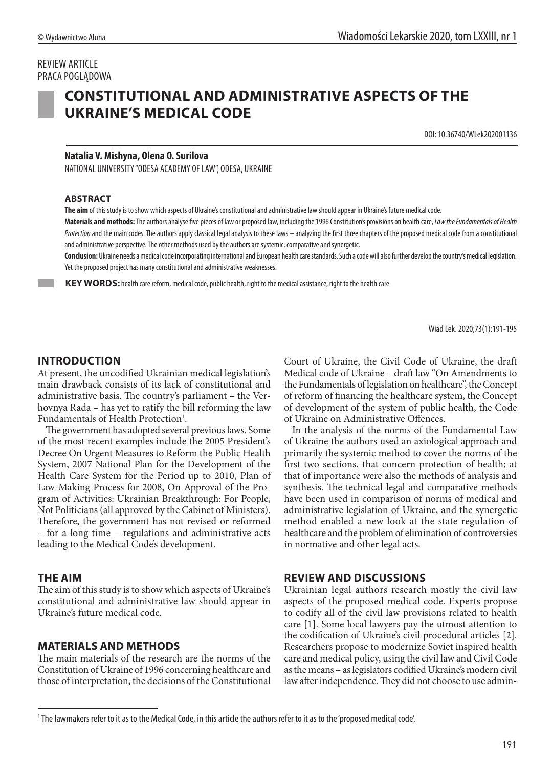REVIEW ARTICLE
PRACA POGLĄDOWA

# CONSTITUTIONAL AND ADMINISTRATIVE ASPECTS OF THE UKRAINE'S MEDICAL CODE

DOI: 10.36740/WLek202001136

**Natalia V. Mishyna, Olena O. Surilova**

NATIONAL UNIVERSITY "ODESA ACADEMY OF LAW", ODESA, UKRAINE

### ABSTRACT

**The aim** of this study is to show which aspects of Ukraine's constitutional and administrative law should appear in Ukraine's future medical code.

**Materials and methods:** The authors analyse five pieces of law or proposed law, including the 1996 Constitution's provisions on health care, *Law the Fundamentals of Health Protection* and the main codes. The authors apply classical legal analysis to these laws – analyzing the first three chapters of the proposed medical code from a constitutional and administrative perspective. The other methods used by the authors are systemic, comparative and synergetic.

**Conclusion:** Ukraine needs a medical code incorporating international and European health care standards. Such a code will also further develop the country's medical legislation. Yet the proposed project has many constitutional and administrative weaknesses.

**KEY WORDS:** health care reform, medical code, public health, right to the medical assistance, right to the health care

Wiad Lek. 2020;73(1):191-195

## INTRODUCTION

At present, the uncodified Ukrainian medical legislation's main drawback consists of its lack of constitutional and administrative basis. The country's parliament – the Verhovnya Rada – has yet to ratify the bill reforming the law Fundamentals of Health Protection[1].

The government has adopted several previous laws. Some of the most recent examples include the 2005 President's Decree On Urgent Measures to Reform the Public Health System, 2007 National Plan for the Development of the Health Care System for the Period up to 2010, Plan of Law-Making Process for 2008, On Approval of the Program of Activities: Ukrainian Breakthrough: For People, Not Politicians (all approved by the Cabinet of Ministers). Therefore, the government has not revised or reformed – for a long time – regulations and administrative acts leading to the Medical Code's development.

## THE AIM

The aim of this study is to show which aspects of Ukraine's constitutional and administrative law should appear in Ukraine's future medical code.

## MATERIALS AND METHODS

The main materials of the research are the norms of the Constitution of Ukraine of 1996 concerning healthcare and those of interpretation, the decisions of the Constitutional Court of Ukraine, the Civil Code of Ukraine, the draft Medical code of Ukraine – draft law "On Amendments to the Fundamentals of legislation on healthcare", the Concept of reform of financing the healthcare system, the Concept of development of the system of public health, the Code of Ukraine on Administrative Offences.

In the analysis of the norms of the Fundamental Law of Ukraine the authors used an axiological approach and primarily the systemic method to cover the norms of the first two sections, that concern protection of health; at that of importance were also the methods of analysis and synthesis. The technical legal and comparative methods have been used in comparison of norms of medical and administrative legislation of Ukraine, and the synergetic method enabled a new look at the state regulation of healthcare and the problem of elimination of controversies in normative and other legal acts.

## REVIEW AND DISCUSSIONS

Ukrainian legal authors research mostly the civil law aspects of the proposed medical code. Experts propose to codify all of the civil law provisions related to health care [1]. Some local lawyers pay the utmost attention to the codification of Ukraine's civil procedural articles [2]. Researchers propose to modernize Soviet inspired health care and medical policy, using the civil law and Civil Code as the means – as legislators codified Ukraine's modern civil law after independence. They did not choose to use admin-

[1] The lawmakers refer to it as to the Medical Code, in this article the authors refer to it as to the 'proposed medical code'.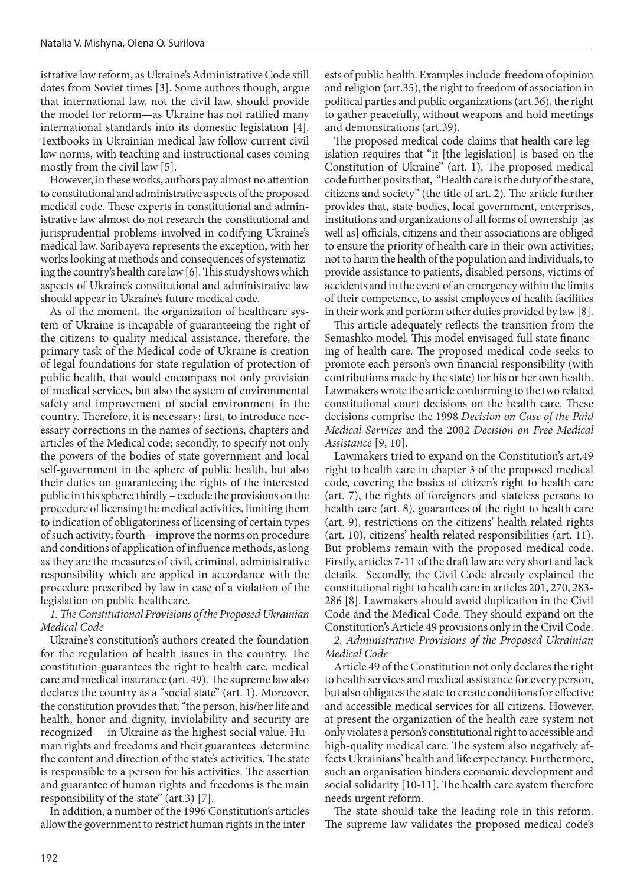istrative law reform, as Ukraine's Administrative Code still dates from Soviet times [3]. Some authors though, argue that international law, not the civil law, should provide the model for reform—as Ukraine has not ratified many international standards into its domestic legislation [4]. Textbooks in Ukrainian medical law follow current civil law norms, with teaching and instructional cases coming mostly from the civil law [5].

However, in these works, authors pay almost no attention to constitutional and administrative aspects of the proposed medical code. These experts in constitutional and administrative law almost do not research the constitutional and jurisprudential problems involved in codifying Ukraine's medical law. Saribayeva represents the exception, with her works looking at methods and consequences of systematizing the country's health care law [6]. This study shows which aspects of Ukraine's constitutional and administrative law should appear in Ukraine's future medical code.

As of the moment, the organization of healthcare system of Ukraine is incapable of guaranteeing the right of the citizens to quality medical assistance, therefore, the primary task of the Medical code of Ukraine is creation of legal foundations for state regulation of protection of public health, that would encompass not only provision of medical services, but also the system of environmental safety and improvement of social environment in the country. Therefore, it is necessary: first, to introduce necessary corrections in the names of sections, chapters and articles of the Medical code; secondly, to specify not only the powers of the bodies of state government and local self-government in the sphere of public health, but also their duties on guaranteeing the rights of the interested public in this sphere; thirdly – exclude the provisions on the procedure of licensing the medical activities, limiting them to indication of obligatoriness of licensing of certain types of such activity; fourth – improve the norms on procedure and conditions of application of influence methods, as long as they are the measures of civil, criminal, administrative responsibility which are applied in accordance with the procedure prescribed by law in case of a violation of the legislation on public healthcare.

*1. The Constitutional Provisions of the Proposed Ukrainian Medical Code*

Ukraine's constitution's authors created the foundation for the regulation of health issues in the country. The constitution guarantees the right to health care, medical care and medical insurance (art. 49). The supreme law also declares the country as a "social state" (art. 1). Moreover, the constitution provides that, "the person, his/her life and health, honor and dignity, inviolability and security are recognized in Ukraine as the highest social value. Human rights and freedoms and their guarantees determine the content and direction of the state's activities. The state is responsible to a person for his activities. The assertion and guarantee of human rights and freedoms is the main responsibility of the state" (art.3) [7].

In addition, a number of the 1996 Constitution's articles allow the government to restrict human rights in the interests of public health. Examples include freedom of opinion and religion (art.35), the right to freedom of association in political parties and public organizations (art.36), the right to gather peacefully, without weapons and hold meetings and demonstrations (art.39).

The proposed medical code claims that health care legislation requires that "it [the legislation] is based on the Constitution of Ukraine" (art. 1). The proposed medical code further posits that, "Health care is the duty of the state, citizens and society" (the title of art. 2). The article further provides that, state bodies, local government, enterprises, institutions and organizations of all forms of ownership [as well as] officials, citizens and their associations are obliged to ensure the priority of health care in their own activities; not to harm the health of the population and individuals, to provide assistance to patients, disabled persons, victims of accidents and in the event of an emergency within the limits of their competence, to assist employees of health facilities in their work and perform other duties provided by law [8].

This article adequately reflects the transition from the Semashko model. This model envisaged full state financing of health care. The proposed medical code seeks to promote each person's own financial responsibility (with contributions made by the state) for his or her own health. Lawmakers wrote the article conforming to the two related constitutional court decisions on the health care. These decisions comprise the 1998 *Decision on Case of the Paid Medical Services* and the 2002 *Decision on Free Medical Assistance* [9, 10].

Lawmakers tried to expand on the Constitution's art.49 right to health care in chapter 3 of the proposed medical code, covering the basics of citizen's right to health care (art. 7), the rights of foreigners and stateless persons to health care (art. 8), guarantees of the right to health care (art. 9), restrictions on the citizens' health related rights (art. 10), citizens' health related responsibilities (art. 11). But problems remain with the proposed medical code. Firstly, articles 7-11 of the draft law are very short and lack details. Secondly, the Civil Code already explained the constitutional right to health care in articles 201, 270, 283-286 [8]. Lawmakers should avoid duplication in the Civil Code and the Medical Code. They should expand on the Constitution's Article 49 provisions only in the Civil Code.

*2. Administrative Provisions of the Proposed Ukrainian Medical Code*

Article 49 of the Constitution not only declares the right to health services and medical assistance for every person, but also obligates the state to create conditions for effective and accessible medical services for all citizens. However, at present the organization of the health care system not only violates a person's constitutional right to accessible and high-quality medical care. The system also negatively affects Ukrainians' health and life expectancy. Furthermore, such an organisation hinders economic development and social solidarity [10-11]. The health care system therefore needs urgent reform.

The state should take the leading role in this reform. The supreme law validates the proposed medical code's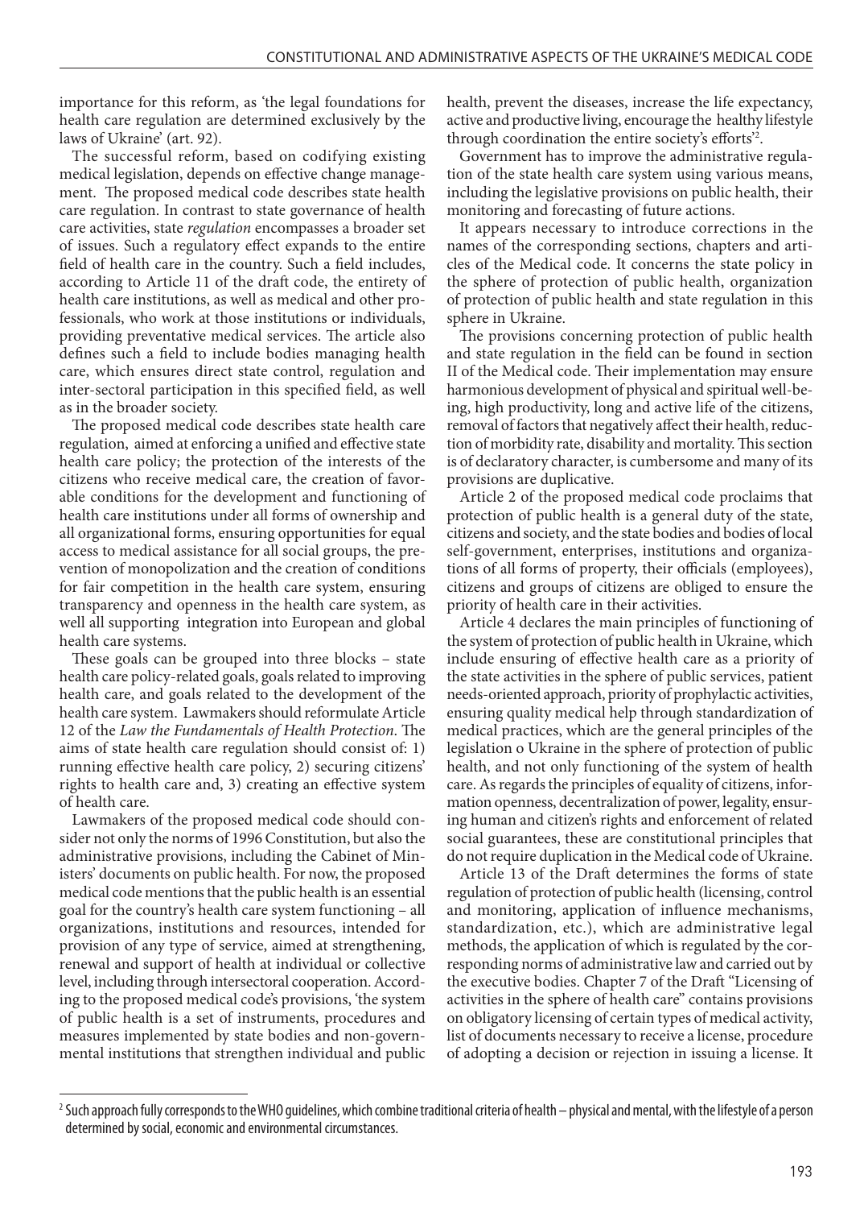importance for this reform, as 'the legal foundations for health care regulation are determined exclusively by the laws of Ukraine' (art. 92).

The successful reform, based on codifying existing medical legislation, depends on effective change management. The proposed medical code describes state health care regulation. In contrast to state governance of health care activities, state *regulation* encompasses a broader set of issues. Such a regulatory effect expands to the entire field of health care in the country. Such a field includes, according to Article 11 of the draft code, the entirety of health care institutions, as well as medical and other professionals, who work at those institutions or individuals, providing preventative medical services. The article also defines such a field to include bodies managing health care, which ensures direct state control, regulation and inter-sectoral participation in this specified field, as well as in the broader society.

The proposed medical code describes state health care regulation, aimed at enforcing a unified and effective state health care policy; the protection of the interests of the citizens who receive medical care, the creation of favorable conditions for the development and functioning of health care institutions under all forms of ownership and all organizational forms, ensuring opportunities for equal access to medical assistance for all social groups, the prevention of monopolization and the creation of conditions for fair competition in the health care system, ensuring transparency and openness in the health care system, as well all supporting integration into European and global health care systems.

These goals can be grouped into three blocks – state health care policy-related goals, goals related to improving health care, and goals related to the development of the health care system. Lawmakers should reformulate Article 12 of the *Law the Fundamentals of Health Protection*. The aims of state health care regulation should consist of: 1) running effective health care policy, 2) securing citizens' rights to health care and, 3) creating an effective system of health care.

Lawmakers of the proposed medical code should consider not only the norms of 1996 Constitution, but also the administrative provisions, including the Cabinet of Ministers' documents on public health. For now, the proposed medical code mentions that the public health is an essential goal for the country's health care system functioning – all organizations, institutions and resources, intended for provision of any type of service, aimed at strengthening, renewal and support of health at individual or collective level, including through intersectoral cooperation. According to the proposed medical code's provisions, 'the system of public health is a set of instruments, procedures and measures implemented by state bodies and non-governmental institutions that strengthen individual and public health, prevent the diseases, increase the life expectancy, active and productive living, encourage the healthy lifestyle through coordination the entire society's efforts'[2].

Government has to improve the administrative regulation of the state health care system using various means, including the legislative provisions on public health, their monitoring and forecasting of future actions.

It appears necessary to introduce corrections in the names of the corresponding sections, chapters and articles of the Medical code. It concerns the state policy in the sphere of protection of public health, organization of protection of public health and state regulation in this sphere in Ukraine.

The provisions concerning protection of public health and state regulation in the field can be found in section II of the Medical code. Their implementation may ensure harmonious development of physical and spiritual well-being, high productivity, long and active life of the citizens, removal of factors that negatively affect their health, reduction of morbidity rate, disability and mortality. This section is of declaratory character, is cumbersome and many of its provisions are duplicative.

Article 2 of the proposed medical code proclaims that protection of public health is a general duty of the state, citizens and society, and the state bodies and bodies of local self-government, enterprises, institutions and organizations of all forms of property, their officials (employees), citizens and groups of citizens are obliged to ensure the priority of health care in their activities.

Article 4 declares the main principles of functioning of the system of protection of public health in Ukraine, which include ensuring of effective health care as a priority of the state activities in the sphere of public services, patient needs-oriented approach, priority of prophylactic activities, ensuring quality medical help through standardization of medical practices, which are the general principles of the legislation o Ukraine in the sphere of protection of public health, and not only functioning of the system of health care. As regards the principles of equality of citizens, information openness, decentralization of power, legality, ensuring human and citizen's rights and enforcement of related social guarantees, these are constitutional principles that do not require duplication in the Medical code of Ukraine.

Article 13 of the Draft determines the forms of state regulation of protection of public health (licensing, control and monitoring, application of influence mechanisms, standardization, etc.), which are administrative legal methods, the application of which is regulated by the corresponding norms of administrative law and carried out by the executive bodies. Chapter 7 of the Draft "Licensing of activities in the sphere of health care" contains provisions on obligatory licensing of certain types of medical activity, list of documents necessary to receive a license, procedure of adopting a decision or rejection in issuing a license. It

[2] Such approach fully corresponds to the WHO guidelines, which combine traditional criteria of health – physical and mental, with the lifestyle of a person determined by social, economic and environmental circumstances.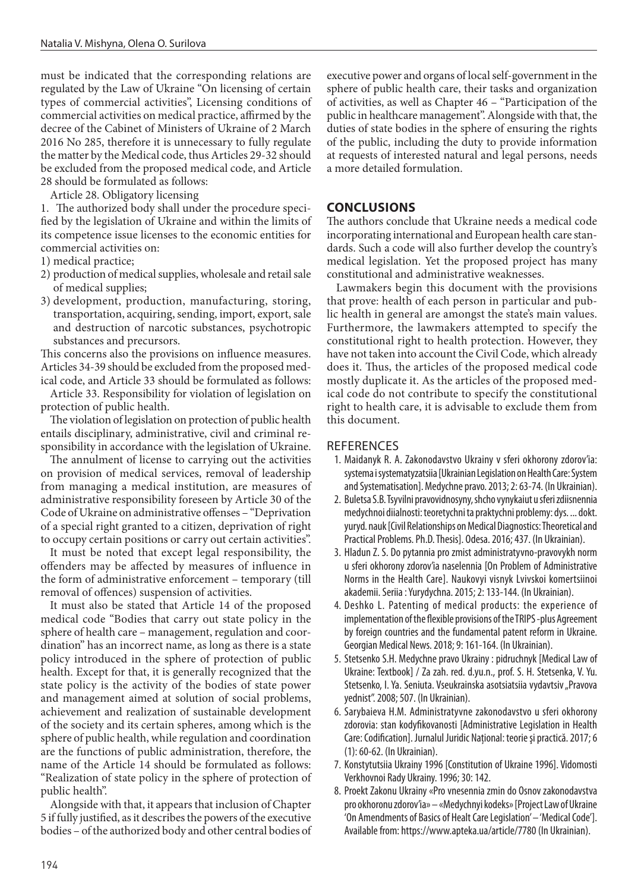must be indicated that the corresponding relations are regulated by the Law of Ukraine "On licensing of certain types of commercial activities", Licensing conditions of commercial activities on medical practice, affirmed by the decree of the Cabinet of Ministers of Ukraine of 2 March 2016 No 285, therefore it is unnecessary to fully regulate the matter by the Medical code, thus Articles 29-32 should be excluded from the proposed medical code, and Article 28 should be formulated as follows:

Article 28. Obligatory licensing

1. The authorized body shall under the procedure specified by the legislation of Ukraine and within the limits of its competence issue licenses to the economic entities for commercial activities on:
1) medical practice;
2) production of medical supplies, wholesale and retail sale of medical supplies;
3) development, production, manufacturing, storing, transportation, acquiring, sending, import, export, sale and destruction of narcotic substances, psychotropic substances and precursors.

This concerns also the provisions on influence measures. Articles 34-39 should be excluded from the proposed medical code, and Article 33 should be formulated as follows:

Article 33. Responsibility for violation of legislation on protection of public health.

The violation of legislation on protection of public health entails disciplinary, administrative, civil and criminal responsibility in accordance with the legislation of Ukraine.

The annulment of license to carrying out the activities on provision of medical services, removal of leadership from managing a medical institution, are measures of administrative responsibility foreseen by Article 30 of the Code of Ukraine on administrative offenses – "Deprivation of a special right granted to a citizen, deprivation of right to occupy certain positions or carry out certain activities".

It must be noted that except legal responsibility, the offenders may be affected by measures of influence in the form of administrative enforcement – temporary (till removal of offences) suspension of activities.

It must also be stated that Article 14 of the proposed medical code "Bodies that carry out state policy in the sphere of health care – management, regulation and coordination" has an incorrect name, as long as there is a state policy introduced in the sphere of protection of public health. Except for that, it is generally recognized that the state policy is the activity of the bodies of state power and management aimed at solution of social problems, achievement and realization of sustainable development of the society and its certain spheres, among which is the sphere of public health, while regulation and coordination are the functions of public administration, therefore, the name of the Article 14 should be formulated as follows: "Realization of state policy in the sphere of protection of public health".

Alongside with that, it appears that inclusion of Chapter 5 if fully justified, as it describes the powers of the executive bodies – of the authorized body and other central bodies of executive power and organs of local self-government in the sphere of public health care, their tasks and organization of activities, as well as Chapter 46 – "Participation of the public in healthcare management". Alongside with that, the duties of state bodies in the sphere of ensuring the rights of the public, including the duty to provide information at requests of interested natural and legal persons, needs a more detailed formulation.

## CONCLUSIONS

The authors conclude that Ukraine needs a medical code incorporating international and European health care standards. Such a code will also further develop the country's medical legislation. Yet the proposed project has many constitutional and administrative weaknesses.

Lawmakers begin this document with the provisions that prove: health of each person in particular and public health in general are amongst the state's main values. Furthermore, the lawmakers attempted to specify the constitutional right to health protection. However, they have not taken into account the Civil Code, which already does it. Thus, the articles of the proposed medical code mostly duplicate it. As the articles of the proposed medical code do not contribute to specify the constitutional right to health care, it is advisable to exclude them from this document.

## REFERENCES

1. Maidanyk R. A. Zakonodavstvo Ukrainy v sferi okhorony zdorov'ia: systema i systematyzatsiia [Ukrainian Legislation on Health Care: System and Systematisation]. Medychne pravo. 2013; 2: 63-74. (In Ukrainian).
2. Buletsa S.B. Tsyvilni pravovidnosyny, shcho vynykaiut u sferi zdiisnennia medychnoi diialnosti: teoretychni ta praktychni problemy: dys. ... dokt. yuryd. nauk [Civil Relationships on Medical Diagnostics: Theoretical and Practical Problems. Ph.D. Thesis]. Odesa. 2016; 437. (In Ukrainian).
3. Hladun Z. S. Do pytannia pro zmist administratyvno-pravovykh norm u sferi okhorony zdorov'ia naselennia [On Problem of Administrative Norms in the Health Care]. Naukovyi visnyk Lvivskoi komertsiinoi akademii. Seriia : Yurydychna. 2015; 2: 133-144. (In Ukrainian).
4. Deshko L. Patenting of medical products: the experience of implementation of the flexible provisions of the TRIPS -plus Agreement by foreign countries and the fundamental patent reform in Ukraine. Georgian Medical News. 2018; 9: 161-164. (In Ukrainian).
5. Stetsenko S.H. Medychne pravo Ukrainy : pidruchnyk [Medical Law of Ukraine: Textbook] / Za zah. red. d.yu.n., prof. S. H. Stetsenka, V. Yu. Stetsenko, I. Ya. Seniuta. Vseukrainska asotsiatsiia vydavtsiv „Pravova yednist". 2008; 507. (In Ukrainian).
6. Sarybaieva H.M. Administratyvne zakonodavstvo u sferi okhorony zdorovia: stan kodyfikovanosti [Administrative Legislation in Health Care: Codification]. Jurnalul Juridic Național: teorie şi practică. 2017; 6 (1): 60-62. (In Ukrainian).
7. Konstytutsiia Ukrainy 1996 [Constitution of Ukraine 1996]. Vidomosti Verkhovnoi Rady Ukrainy. 1996; 30: 142.
8. Proekt Zakonu Ukrainy «Pro vnesennia zmin do Osnov zakonodavstva pro okhoronu zdorov'ia» – «Medychnyi kodeks» [Project Law of Ukraine 'On Amendments of Basics of Healt Care Legislation' – 'Medical Code']. Available from: https://www.apteka.ua/article/7780 (In Ukrainian).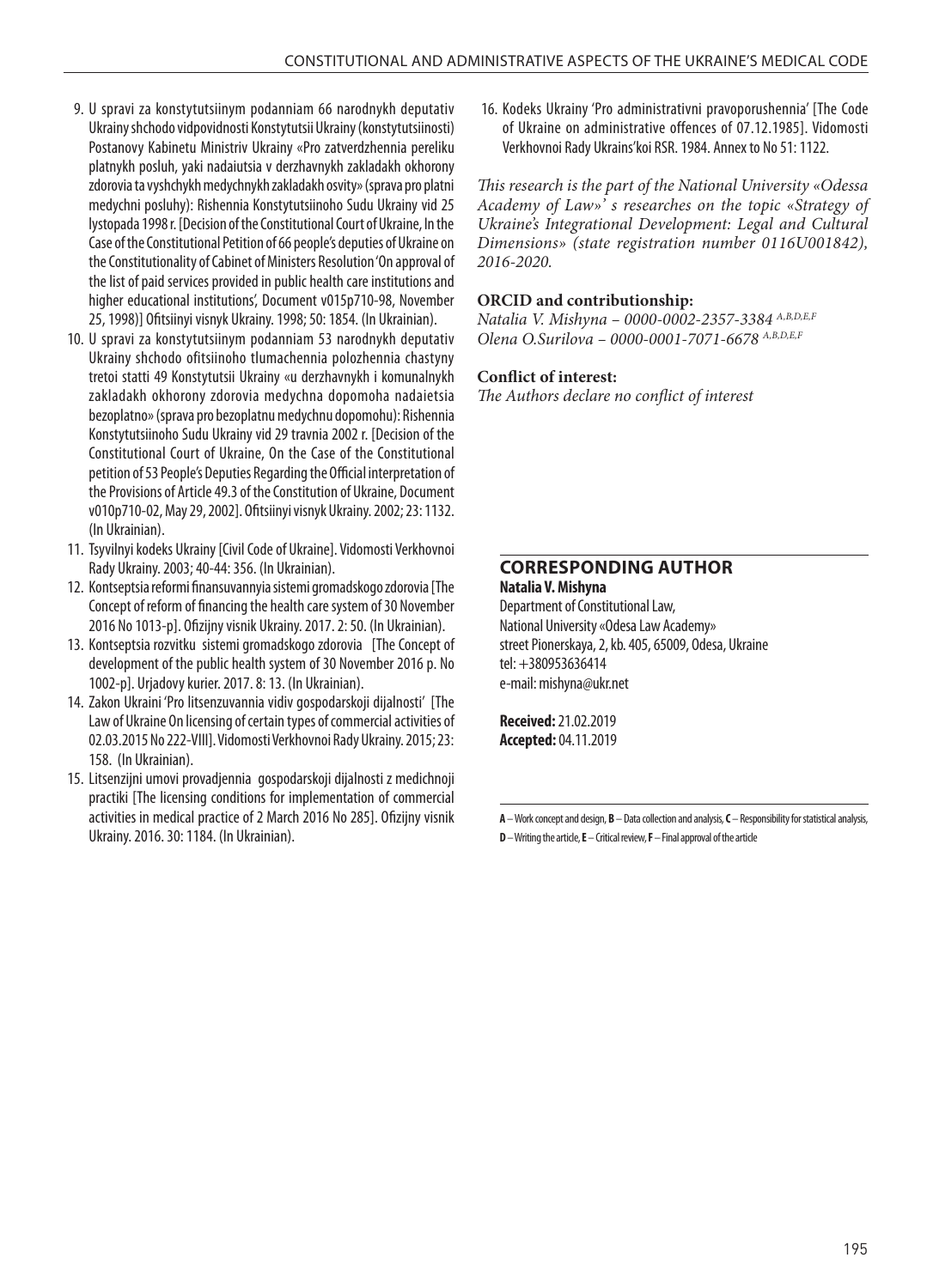9. U spravi za konstytutsiinym podanniam 66 narodnykh deputativ Ukrainy shchodo vidpovidnosti Konstytutsii Ukrainy (konstytutsiinosti) Postanovy Kabinetu Ministriv Ukrainy «Pro zatverdzhennia pereliku platnykh posluh, yaki nadaiutsia v derzhavnykh zakladakh okhorony zdorovia ta vyshchykh medychnykh zakladakh osvity» (sprava pro platni medychni posluhy): Rishennia Konstytutsiinoho Sudu Ukrainy vid 25 lystopada 1998 r. [Decision of the Constitutional Court of Ukraine, In the Case of the Constitutional Petition of 66 people's deputies of Ukraine on the Constitutionality of Cabinet of Ministers Resolution 'On approval of the list of paid services provided in public health care institutions and higher educational institutions', Document v015p710-98, November 25, 1998)] Ofitsiinyi visnyk Ukrainy. 1998; 50: 1854. (In Ukrainian).
10. U spravi za konstytutsiinym podanniam 53 narodnykh deputativ Ukrainy shchodo ofitsiinoho tlumachennia polozhennia chastyny tretoi statti 49 Konstytutsii Ukrainy «u derzhavnykh i komunalnykh zakladakh okhorony zdorovia medychna dopomoha nadaietsia bezoplatno» (sprava pro bezoplatnu medychnu dopomohu): Rishennia Konstytutsiinoho Sudu Ukrainy vid 29 travnia 2002 r. [Decision of the Constitutional Court of Ukraine, On the Case of the Constitutional petition of 53 People's Deputies Regarding the Official interpretation of the Provisions of Article 49.3 of the Constitution of Ukraine, Document v010p710-02, May 29, 2002]. Ofitsiinyi visnyk Ukrainy. 2002; 23: 1132. (In Ukrainian).
11. Tsyvilnyi kodeks Ukrainy [Civil Code of Ukraine]. Vidomosti Verkhovnoi Rady Ukrainy. 2003; 40-44: 356. (In Ukrainian).
12. Kontseptsia reformi finansuvannyia sistemi gromadskogo zdorovia [The Concept of reform of financing the health care system of 30 November 2016 No 1013-p]. Ofizijny visnik Ukrainy. 2017. 2: 50. (In Ukrainian).
13. Kontseptsia rozvitku sistemi gromadskogo zdorovia [The Concept of development of the public health system of 30 November 2016 p. No 1002-p]. Urjadovy kurier. 2017. 8: 13. (In Ukrainian).
14. Zakon Ukraini 'Pro litsenzuvannia vidiv gospodarskoji dijalnosti' [The Law of Ukraine On licensing of certain types of commercial activities of 02.03.2015 No 222-VIII]. Vidomosti Verkhovnoi Rady Ukrainy. 2015; 23: 158. (In Ukrainian).
15. Litsenzijni umovi provadjennia gospodarskoji dijalnosti z medichnoji practiki [The licensing conditions for implementation of commercial activities in medical practice of 2 March 2016 No 285]. Ofizijny visnik Ukrainy. 2016. 30: 1184. (In Ukrainian).
16. Kodeks Ukrainy 'Pro administratyvni pravoporushennia' [The Code of Ukraine on administrative offences of 07.12.1985]. Vidomosti Verkhovnoi Rady Ukrains'koi RSR. 1984. Annex to No 51: 1122.

*This research is the part of the National University «Odessa Academy of Law»' s researches on the topic «Strategy of Ukraine's Integrational Development: Legal and Cultural Dimensions» (state registration number 0116U001842), 2016-2020.*

**ORCID and contributionship:**

*Natalia V. Mishyna – 0000-0002-2357-3384* [A,B,D,E,F]
*Olena O.Surilova – 0000-0001-7071-6678* [A,B,D,E,F]

**Conflict of interest:**

*The Authors declare no conflict of interest*

## CORRESPONDING AUTHOR

**Natalia V. Mishyna**
Department of Constitutional Law,
National University «Odesa Law Academy»
street Pionerskaya, 2, kb. 405, 65009, Odesa, Ukraine
tel: +380953636414
e-mail: mishyna@ukr.net

**Received:** 21.02.2019
**Accepted:** 04.11.2019

**A** – Work concept and design, **B** – Data collection and analysis, **C** – Responsibility for statistical analysis, **D** – Writing the article, **E** – Critical review, **F** – Final approval of the article